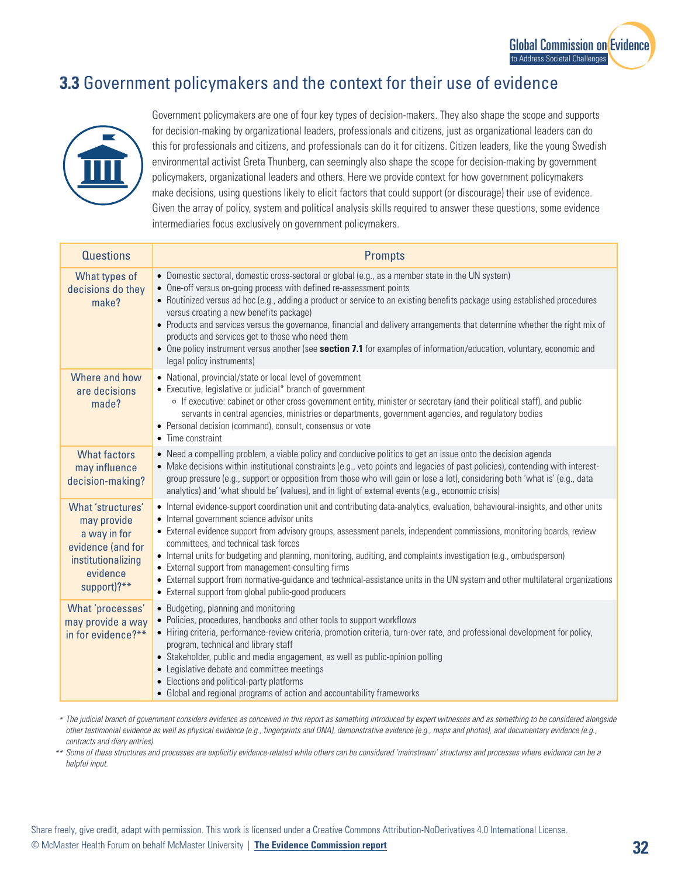## **3.3** Government policymakers and the context for their use of evidence

Government policymakers are one of four key types of decision-makers. They also shape the scope and supports for decision-making by organizational leaders, professionals and citizens, just as organizational leaders can do this for professionals and citizens, and professionals can do it for citizens. Citizen leaders, like the young Swedish environmental activist Greta Thunberg, can seemingly also shape the scope for decision-making by government policymakers, organizational leaders and others. Here we provide context for how government policymakers make decisions, using questions likely to elicit factors that could support (or discourage) their use of evidence. Given the array of policy, system and political analysis skills required to answer these questions, some evidence intermediaries focus exclusively on government policymakers.

| Questions | Prompts |
|---|---|
| What types of decisions do they make? | • Domestic sectoral, domestic cross-sectoral or global (e.g., as a member state in the UN system)<br>• One-off versus on-going process with defined re-assessment points<br>• Routinized versus ad hoc (e.g., adding a product or service to an existing benefits package using established procedures versus creating a new benefits package)<br>• Products and services versus the governance, financial and delivery arrangements that determine whether the right mix of products and services get to those who need them<br>• One policy instrument versus another (see **section 7.1** for examples of information/education, voluntary, economic and legal policy instruments) |
| Where and how are decisions made? | • National, provincial/state or local level of government<br>• Executive, legislative or judicial* branch of government<br>&nbsp;&nbsp;&nbsp;&nbsp;◦ If executive: cabinet or other cross-government entity, minister or secretary (and their political staff), and public servants in central agencies, ministries or departments, government agencies, and regulatory bodies<br>• Personal decision (command), consult, consensus or vote<br>• Time constraint |
| What factors may influence decision-making? | • Need a compelling problem, a viable policy and conducive politics to get an issue onto the decision agenda<br>• Make decisions within institutional constraints (e.g., veto points and legacies of past policies), contending with interest-group pressure (e.g., support or opposition from those who will gain or lose a lot), considering both 'what is' (e.g., data analytics) and 'what should be' (values), and in light of external events (e.g., economic crisis) |
| What 'structures' may provide a way in for evidence (and for institutionalizing evidence support)?** | • Internal evidence-support coordination unit and contributing data-analytics, evaluation, behavioural-insights, and other units<br>• Internal government science advisor units<br>• External evidence support from advisory groups, assessment panels, independent commissions, monitoring boards, review committees, and technical task forces<br>• Internal units for budgeting and planning, monitoring, auditing, and complaints investigation (e.g., ombudsperson)<br>• External support from management-consulting firms<br>• External support from normative-guidance and technical-assistance units in the UN system and other multilateral organizations<br>• External support from global public-good producers |
| What 'processes' may provide a way in for evidence?** | • Budgeting, planning and monitoring<br>• Policies, procedures, handbooks and other tools to support workflows<br>• Hiring criteria, performance-review criteria, promotion criteria, turn-over rate, and professional development for policy, program, technical and library staff<br>• Stakeholder, public and media engagement, as well as public-opinion polling<br>• Legislative debate and committee meetings<br>• Elections and political-party platforms<br>• Global and regional programs of action and accountability frameworks |

*\* The judicial branch of government considers evidence as conceived in this report as something introduced by expert witnesses and as something to be considered alongside other testimonial evidence as well as physical evidence (e.g., fingerprints and DNA), demonstrative evidence (e.g., maps and photos), and documentary evidence (e.g., contracts and diary entries).*

*\*\* Some of these structures and processes are explicitly evidence-related while others can be considered 'mainstream' structures and processes where evidence can be a helpful input.*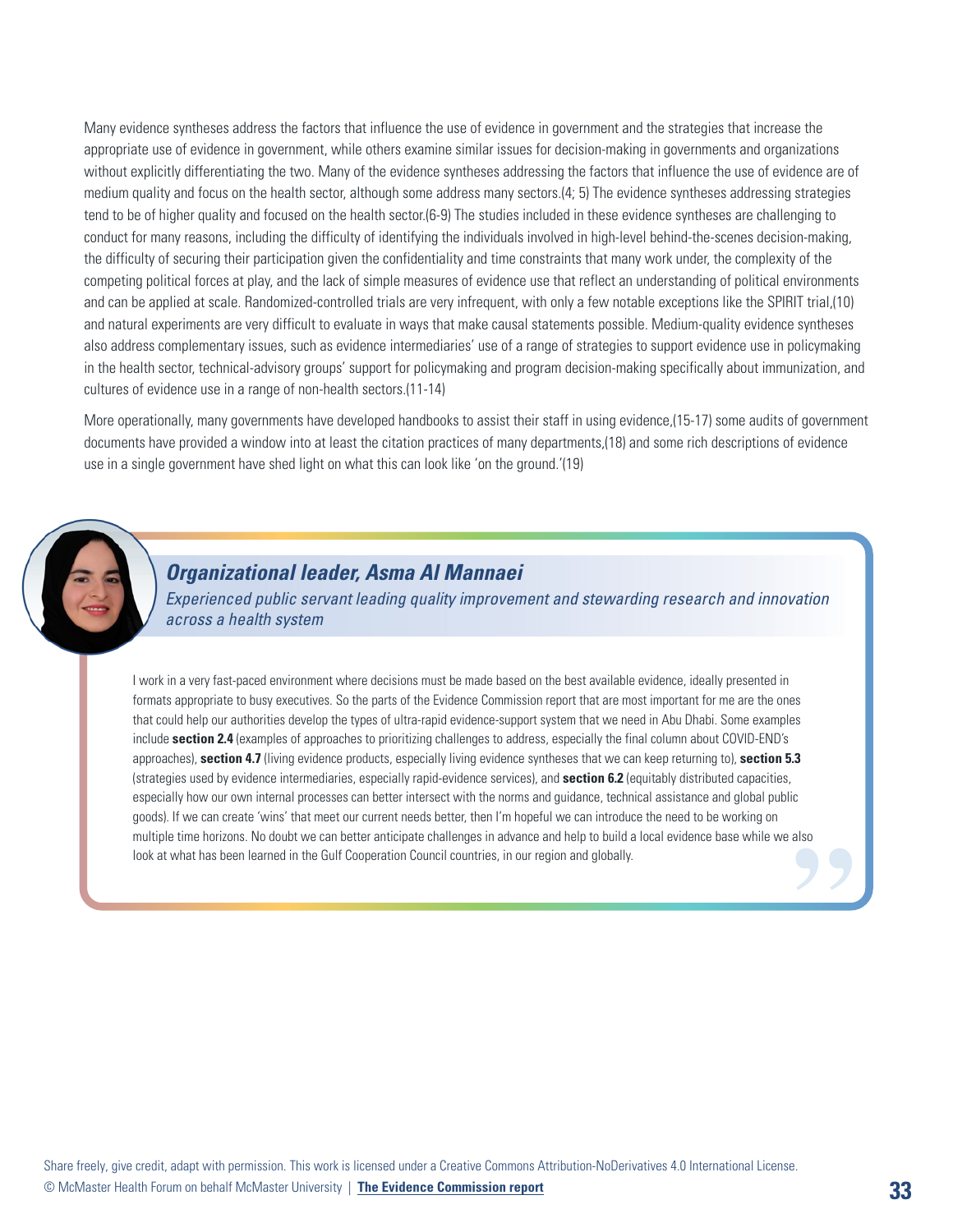Many evidence syntheses address the factors that influence the use of evidence in government and the strategies that increase the appropriate use of evidence in government, while others examine similar issues for decision-making in governments and organizations without explicitly differentiating the two. Many of the evidence syntheses addressing the factors that influence the use of evidence are of medium quality and focus on the health sector, although some address many sectors.(4; 5) The evidence syntheses addressing strategies tend to be of higher quality and focused on the health sector.(6-9) The studies included in these evidence syntheses are challenging to conduct for many reasons, including the difficulty of identifying the individuals involved in high-level behind-the-scenes decision-making, the difficulty of securing their participation given the confidentiality and time constraints that many work under, the complexity of the competing political forces at play, and the lack of simple measures of evidence use that reflect an understanding of political environments and can be applied at scale. Randomized-controlled trials are very infrequent, with only a few notable exceptions like the SPIRIT trial,(10) and natural experiments are very difficult to evaluate in ways that make causal statements possible. Medium-quality evidence syntheses also address complementary issues, such as evidence intermediaries' use of a range of strategies to support evidence use in policymaking in the health sector, technical-advisory groups' support for policymaking and program decision-making specifically about immunization, and cultures of evidence use in a range of non-health sectors.(11-14)

More operationally, many governments have developed handbooks to assist their staff in using evidence,(15-17) some audits of government documents have provided a window into at least the citation practices of many departments,(18) and some rich descriptions of evidence use in a single government have shed light on what this can look like 'on the ground.'(19)

### *Organizational leader, Asma Al Mannaei*

*Experienced public servant leading quality improvement and stewarding research and innovation across a health system*

I work in a very fast-paced environment where decisions must be made based on the best available evidence, ideally presented in formats appropriate to busy executives. So the parts of the Evidence Commission report that are most important for me are the ones that could help our authorities develop the types of ultra-rapid evidence-support system that we need in Abu Dhabi. Some examples include **section 2.4** (examples of approaches to prioritizing challenges to address, especially the final column about COVID-END's approaches), **section 4.7** (living evidence products, especially living evidence syntheses that we can keep returning to), **section 5.3** (strategies used by evidence intermediaries, especially rapid-evidence services), and **section 6.2** (equitably distributed capacities, especially how our own internal processes can better intersect with the norms and guidance, technical assistance and global public goods). If we can create 'wins' that meet our current needs better, then I'm hopeful we can introduce the need to be working on multiple time horizons. No doubt we can better anticipate challenges in advance and help to build a local evidence base while we also look at what has been learned in the Gulf Cooperation Council countries, in our region and globally.